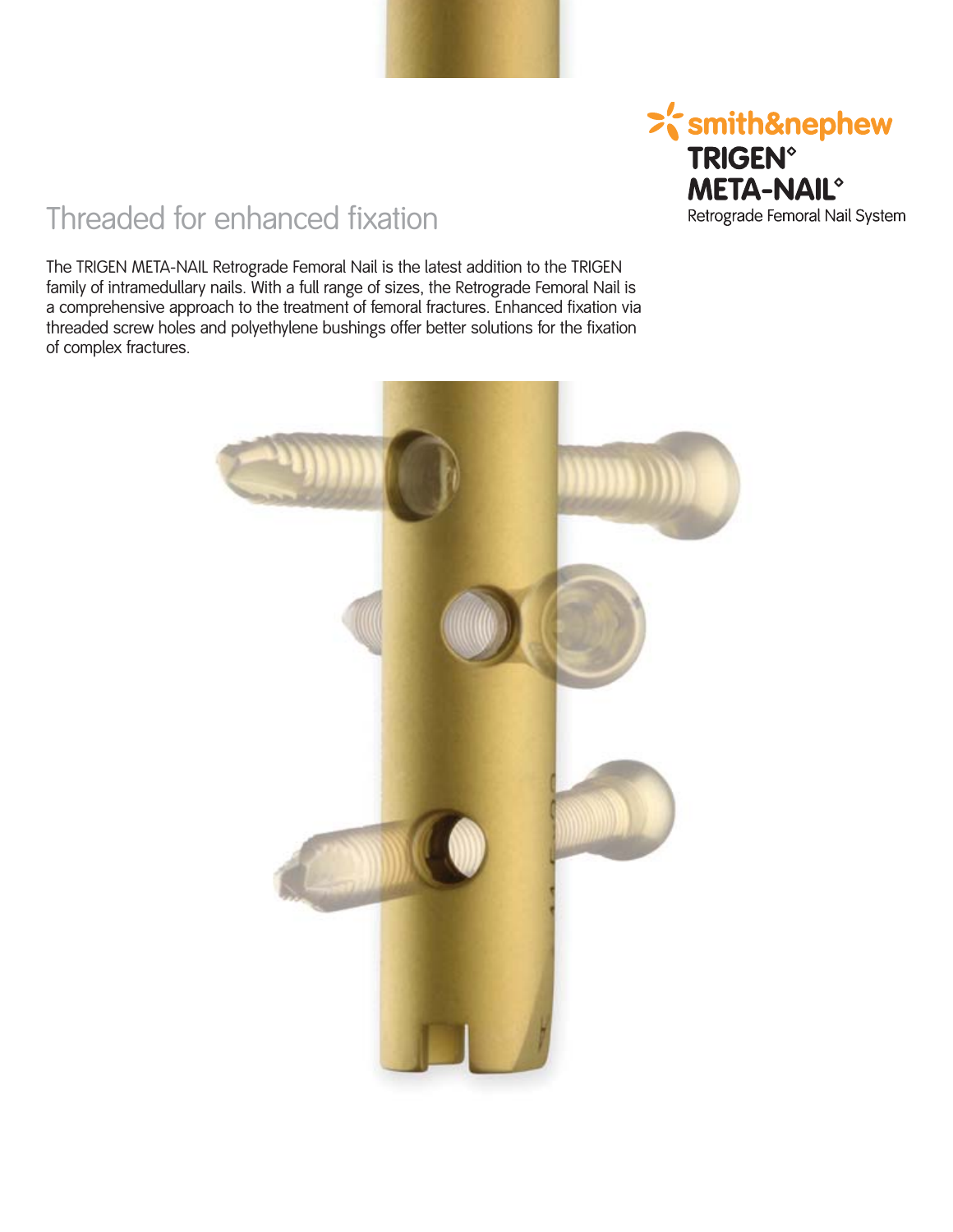smith&nephew

**TRIGEN◊**
**META-NAIL◊**
Retrograde Femoral Nail System

# Threaded for enhanced fixation

The TRIGEN META-NAIL Retrograde Femoral Nail is the latest addition to the TRIGEN family of intramedullary nails. With a full range of sizes, the Retrograde Femoral Nail is a comprehensive approach to the treatment of femoral fractures. Enhanced fixation via threaded screw holes and polyethylene bushings offer better solutions for the fixation of complex fractures.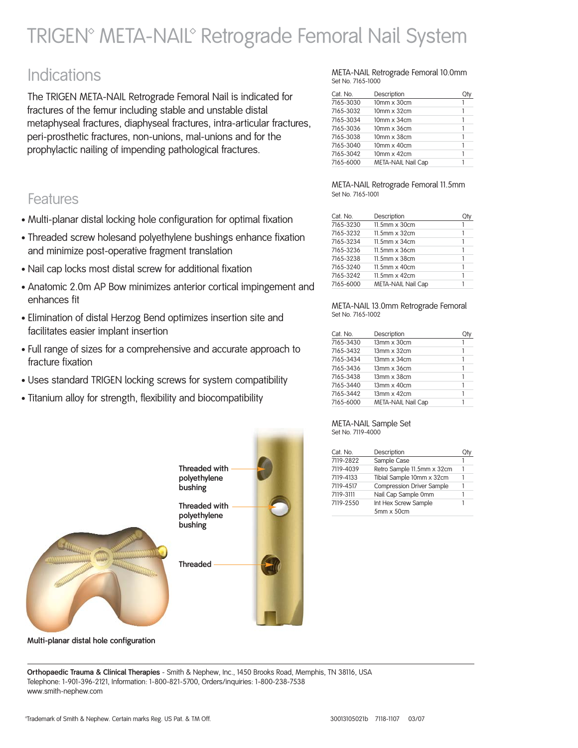# TRIGEN◊ META-NAIL◊ Retrograde Femoral Nail System

## Indications

The TRIGEN META-NAIL Retrograde Femoral Nail is indicated for fractures of the femur including stable and unstable distal metaphyseal fractures, diaphyseal fractures, intra-articular fractures, peri-prosthetic fractures, non-unions, mal-unions and for the prophylactic nailing of impending pathological fractures.

## Features

- Multi-planar distal locking hole configuration for optimal fixation
- Threaded screw holesand polyethylene bushings enhance fixation and minimize post-operative fragment translation
- Nail cap locks most distal screw for additional fixation
- Anatomic 2.0m AP Bow minimizes anterior cortical impingement and enhances fit
- Elimination of distal Herzog Bend optimizes insertion site and facilitates easier implant insertion
- Full range of sizes for a comprehensive and accurate approach to fracture fixation
- Uses standard TRIGEN locking screws for system compatibility
- Titanium alloy for strength, flexibility and biocompatibility

Threaded with polyethylene bushing

Threaded with polyethylene bushing

Threaded

**Multi-planar distal hole configuration**

### META-NAIL Retrograde Femoral 10.0mm
Set No. 7165-1000

| Cat. No. | Description | Qty |
|---|---|---|
| 7165-3030 | 10mm x 30cm | 1 |
| 7165-3032 | 10mm x 32cm | 1 |
| 7165-3034 | 10mm x 34cm | 1 |
| 7165-3036 | 10mm x 36cm | 1 |
| 7165-3038 | 10mm x 38cm | 1 |
| 7165-3040 | 10mm x 40cm | 1 |
| 7165-3042 | 10mm x 42cm | 1 |
| 7165-6000 | META-NAIL Nail Cap | 1 |

### META-NAIL Retrograde Femoral 11.5mm
Set No. 7165-1001

| Cat. No. | Description | Qty |
|---|---|---|
| 7165-3230 | 11.5mm x 30cm | 1 |
| 7165-3232 | 11.5mm x 32cm | 1 |
| 7165-3234 | 11.5mm x 34cm | 1 |
| 7165-3236 | 11.5mm x 36cm | 1 |
| 7165-3238 | 11.5mm x 38cm | 1 |
| 7165-3240 | 11.5mm x 40cm | 1 |
| 7165-3242 | 11.5mm x 42cm | 1 |
| 7165-6000 | META-NAIL Nail Cap | 1 |

### META-NAIL 13.0mm Retrograde Femoral
Set No. 7165-1002

| Cat. No. | Description | Qty |
|---|---|---|
| 7165-3430 | 13mm x 30cm | 1 |
| 7165-3432 | 13mm x 32cm | 1 |
| 7165-3434 | 13mm x 34cm | 1 |
| 7165-3436 | 13mm x 36cm | 1 |
| 7165-3438 | 13mm x 38cm | 1 |
| 7165-3440 | 13mm x 40cm | 1 |
| 7165-3442 | 13mm x 42cm | 1 |
| 7165-6000 | META-NAIL Nail Cap | 1 |

### META-NAIL Sample Set
Set No. 7119-4000

| Cat. No. | Description | Qty |
|---|---|---|
| 7119-2822 | Sample Case | 1 |
| 7119-4039 | Retro Sample 11.5mm x 32cm | 1 |
| 7119-4133 | Tibial Sample 10mm x 32cm | 1 |
| 7119-4517 | Compression Driver Sample | 1 |
| 7119-3111 | Nail Cap Sample 0mm | 1 |
| 7119-2550 | Int Hex Screw Sample 5mm x 50cm | 1 |

**Orthopaedic Trauma & Clinical Therapies** - Smith & Nephew, Inc., 1450 Brooks Road, Memphis, TN 38116, USA
Telephone: 1-901-396-2121, Information: 1-800-821-5700, Orders/inquiries: 1-800-238-7538
www.smith-nephew.com

◊Trademark of Smith & Nephew. Certain marks Reg. US Pat. & TM Off.

30013105021b 7118-1107 03/07